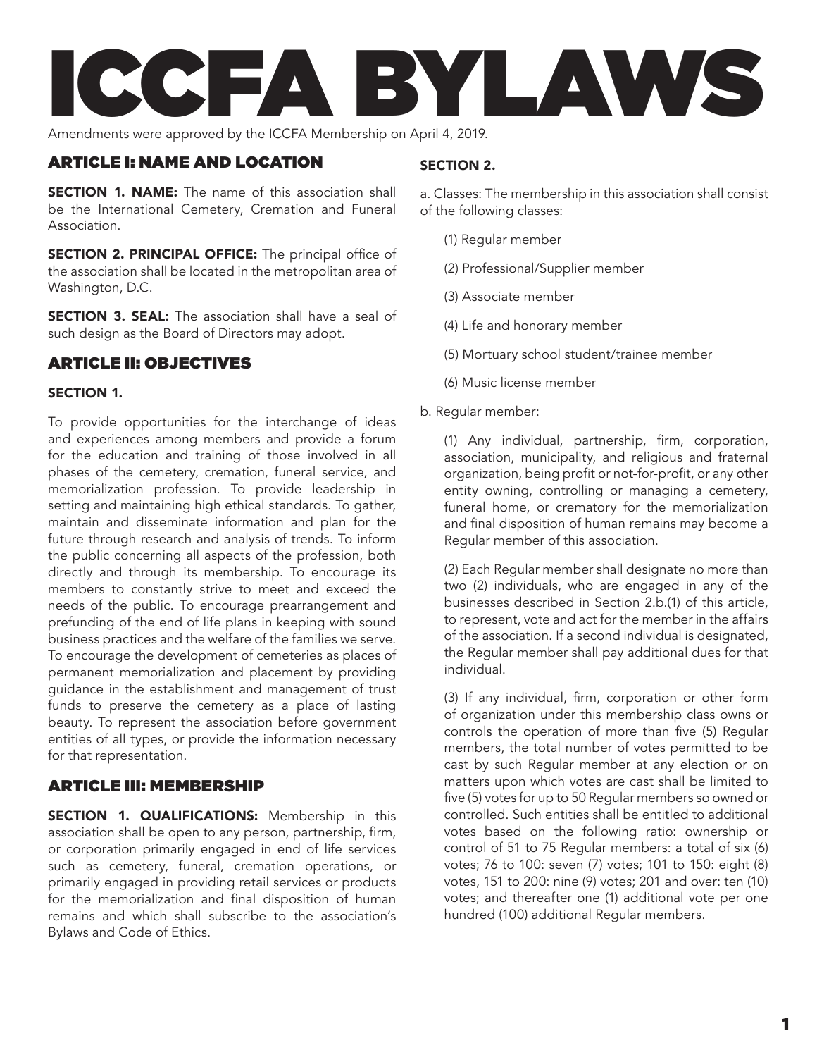# ICCFA BYLAWS

Amendments were approved by the ICCFA Membership on April 4, 2019.

## ARTICLE I: NAME AND LOCATION

**SECTION 1. NAME:** The name of this association shall be the International Cemetery, Cremation and Funeral Association.

**SECTION 2. PRINCIPAL OFFICE:** The principal office of the association shall be located in the metropolitan area of Washington, D.C.

**SECTION 3. SEAL:** The association shall have a seal of such design as the Board of Directors may adopt.

## ARTICLE II: OBJECTIVES

### SECTION 1.

To provide opportunities for the interchange of ideas and experiences among members and provide a forum for the education and training of those involved in all phases of the cemetery, cremation, funeral service, and memorialization profession. To provide leadership in setting and maintaining high ethical standards. To gather, maintain and disseminate information and plan for the future through research and analysis of trends. To inform the public concerning all aspects of the profession, both directly and through its membership. To encourage its members to constantly strive to meet and exceed the needs of the public. To encourage prearrangement and prefunding of the end of life plans in keeping with sound business practices and the welfare of the families we serve. To encourage the development of cemeteries as places of permanent memorialization and placement by providing guidance in the establishment and management of trust funds to preserve the cemetery as a place of lasting beauty. To represent the association before government entities of all types, or provide the information necessary for that representation.

## ARTICLE III: MEMBERSHIP

**SECTION 1. QUALIFICATIONS:** Membership in this association shall be open to any person, partnership, firm, or corporation primarily engaged in end of life services such as cemetery, funeral, cremation operations, or primarily engaged in providing retail services or products for the memorialization and final disposition of human remains and which shall subscribe to the association's Bylaws and Code of Ethics.

### SECTION 2.

a. Classes: The membership in this association shall consist of the following classes:

(1) Regular member

(2) Professional/Supplier member

(3) Associate member

(4) Life and honorary member

(5) Mortuary school student/trainee member

(6) Music license member

b. Regular member:

(1) Any individual, partnership, firm, corporation, association, municipality, and religious and fraternal organization, being profit or not-for-profit, or any other entity owning, controlling or managing a cemetery, funeral home, or crematory for the memorialization and final disposition of human remains may become a Regular member of this association.

(2) Each Regular member shall designate no more than two (2) individuals, who are engaged in any of the businesses described in Section 2.b.(1) of this article, to represent, vote and act for the member in the affairs of the association. If a second individual is designated, the Regular member shall pay additional dues for that individual.

(3) If any individual, firm, corporation or other form of organization under this membership class owns or controls the operation of more than five (5) Regular members, the total number of votes permitted to be cast by such Regular member at any election or on matters upon which votes are cast shall be limited to five (5) votes for up to 50 Regular members so owned or controlled. Such entities shall be entitled to additional votes based on the following ratio: ownership or control of 51 to 75 Regular members: a total of six (6) votes; 76 to 100: seven (7) votes; 101 to 150: eight (8) votes, 151 to 200: nine (9) votes; 201 and over: ten (10) votes; and thereafter one (1) additional vote per one hundred (100) additional Regular members.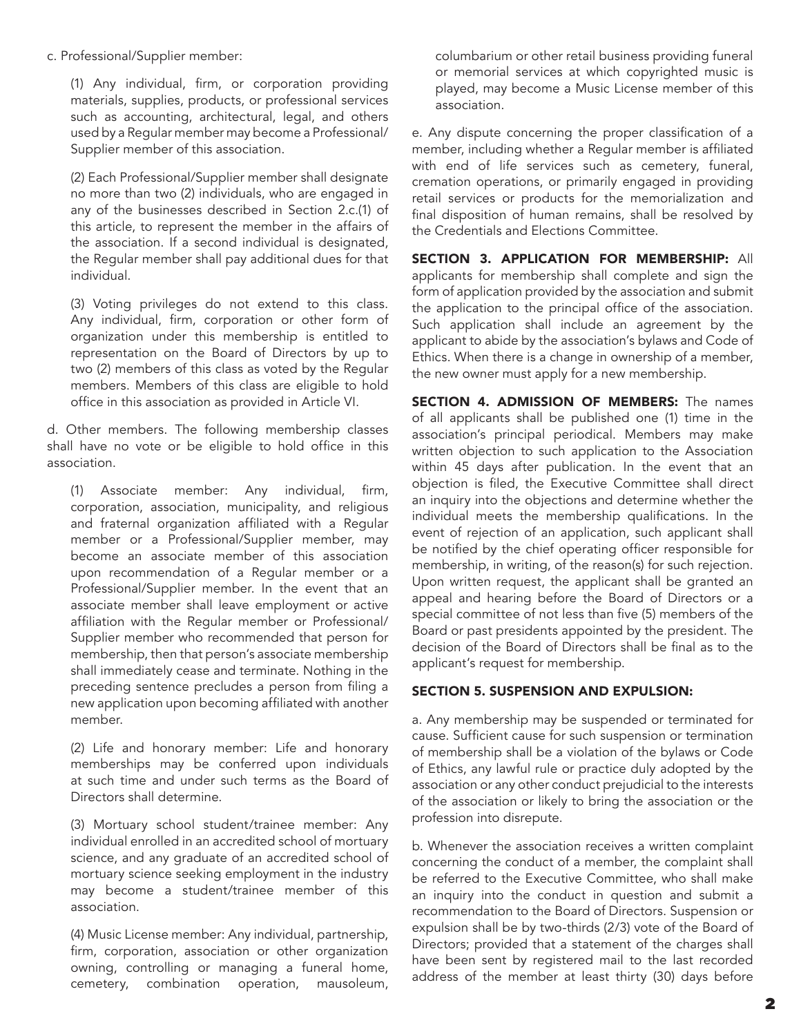c. Professional/Supplier member:

(1) Any individual, firm, or corporation providing materials, supplies, products, or professional services such as accounting, architectural, legal, and others used by a Regular member may become a Professional/Supplier member of this association.

(2) Each Professional/Supplier member shall designate no more than two (2) individuals, who are engaged in any of the businesses described in Section 2.c.(1) of this article, to represent the member in the affairs of the association. If a second individual is designated, the Regular member shall pay additional dues for that individual.

(3) Voting privileges do not extend to this class. Any individual, firm, corporation or other form of organization under this membership is entitled to representation on the Board of Directors by up to two (2) members of this class as voted by the Regular members. Members of this class are eligible to hold office in this association as provided in Article VI.

d. Other members. The following membership classes shall have no vote or be eligible to hold office in this association.

(1) Associate member: Any individual, firm, corporation, association, municipality, and religious and fraternal organization affiliated with a Regular member or a Professional/Supplier member, may become an associate member of this association upon recommendation of a Regular member or a Professional/Supplier member. In the event that an associate member shall leave employment or active affiliation with the Regular member or Professional/Supplier member who recommended that person for membership, then that person's associate membership shall immediately cease and terminate. Nothing in the preceding sentence precludes a person from filing a new application upon becoming affiliated with another member.

(2) Life and honorary member: Life and honorary memberships may be conferred upon individuals at such time and under such terms as the Board of Directors shall determine.

(3) Mortuary school student/trainee member: Any individual enrolled in an accredited school of mortuary science, and any graduate of an accredited school of mortuary science seeking employment in the industry may become a student/trainee member of this association.

(4) Music License member: Any individual, partnership, firm, corporation, association or other organization owning, controlling or managing a funeral home, cemetery, combination operation, mausoleum, columbarium or other retail business providing funeral or memorial services at which copyrighted music is played, may become a Music License member of this association.

e. Any dispute concerning the proper classification of a member, including whether a Regular member is affiliated with end of life services such as cemetery, funeral, cremation operations, or primarily engaged in providing retail services or products for the memorialization and final disposition of human remains, shall be resolved by the Credentials and Elections Committee.

**SECTION 3. APPLICATION FOR MEMBERSHIP:** All applicants for membership shall complete and sign the form of application provided by the association and submit the application to the principal office of the association. Such application shall include an agreement by the applicant to abide by the association's bylaws and Code of Ethics. When there is a change in ownership of a member, the new owner must apply for a new membership.

**SECTION 4. ADMISSION OF MEMBERS:** The names of all applicants shall be published one (1) time in the association's principal periodical. Members may make written objection to such application to the Association within 45 days after publication. In the event that an objection is filed, the Executive Committee shall direct an inquiry into the objections and determine whether the individual meets the membership qualifications. In the event of rejection of an application, such applicant shall be notified by the chief operating officer responsible for membership, in writing, of the reason(s) for such rejection. Upon written request, the applicant shall be granted an appeal and hearing before the Board of Directors or a special committee of not less than five (5) members of the Board or past presidents appointed by the president. The decision of the Board of Directors shall be final as to the applicant's request for membership.

**SECTION 5. SUSPENSION AND EXPULSION:**

a. Any membership may be suspended or terminated for cause. Sufficient cause for such suspension or termination of membership shall be a violation of the bylaws or Code of Ethics, any lawful rule or practice duly adopted by the association or any other conduct prejudicial to the interests of the association or likely to bring the association or the profession into disrepute.

b. Whenever the association receives a written complaint concerning the conduct of a member, the complaint shall be referred to the Executive Committee, who shall make an inquiry into the conduct in question and submit a recommendation to the Board of Directors. Suspension or expulsion shall be by two-thirds (2/3) vote of the Board of Directors; provided that a statement of the charges shall have been sent by registered mail to the last recorded address of the member at least thirty (30) days before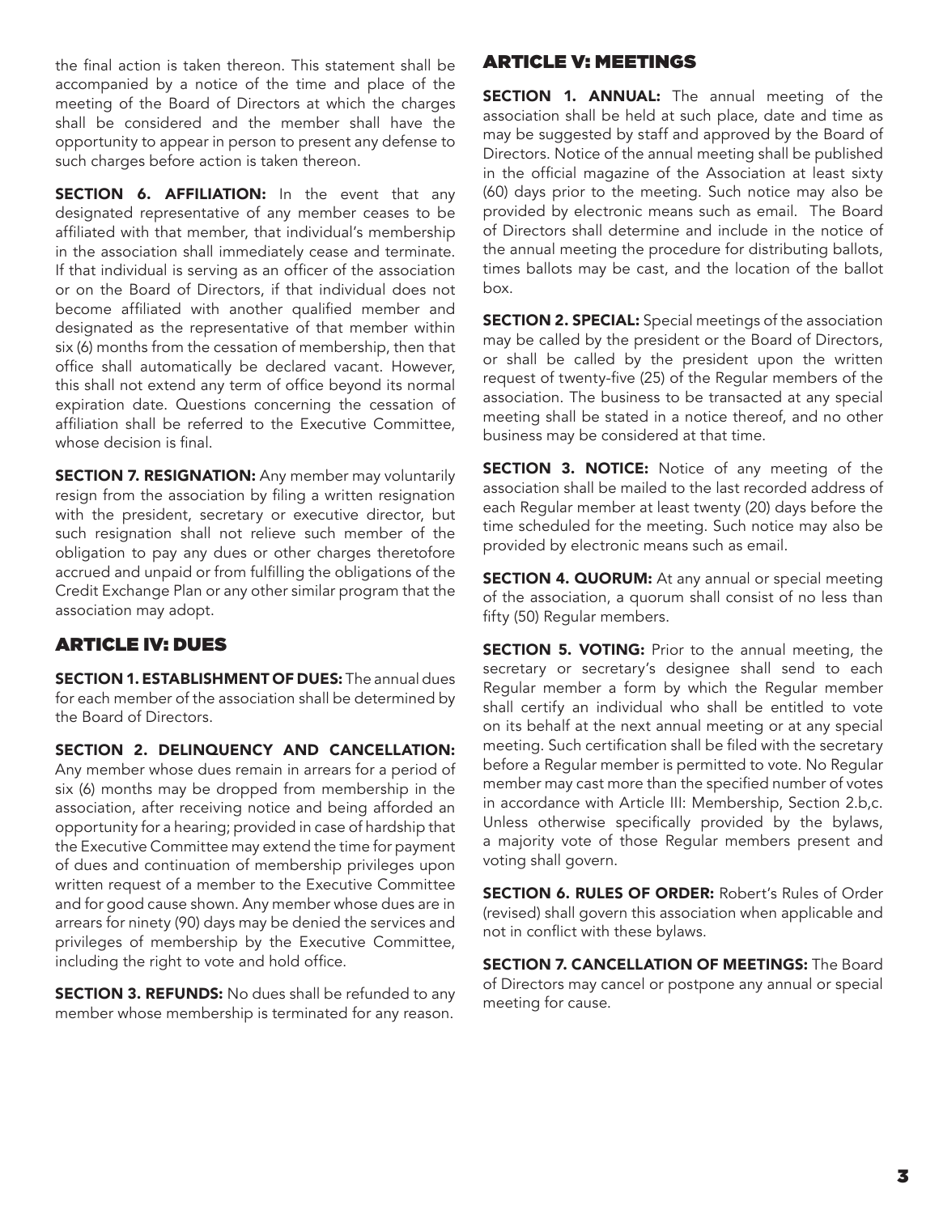the final action is taken thereon. This statement shall be accompanied by a notice of the time and place of the meeting of the Board of Directors at which the charges shall be considered and the member shall have the opportunity to appear in person to present any defense to such charges before action is taken thereon.

**SECTION 6. AFFILIATION:** In the event that any designated representative of any member ceases to be affiliated with that member, that individual's membership in the association shall immediately cease and terminate. If that individual is serving as an officer of the association or on the Board of Directors, if that individual does not become affiliated with another qualified member and designated as the representative of that member within six (6) months from the cessation of membership, then that office shall automatically be declared vacant. However, this shall not extend any term of office beyond its normal expiration date. Questions concerning the cessation of affiliation shall be referred to the Executive Committee, whose decision is final.

**SECTION 7. RESIGNATION:** Any member may voluntarily resign from the association by filing a written resignation with the president, secretary or executive director, but such resignation shall not relieve such member of the obligation to pay any dues or other charges theretofore accrued and unpaid or from fulfilling the obligations of the Credit Exchange Plan or any other similar program that the association may adopt.

## ARTICLE IV: DUES

**SECTION 1. ESTABLISHMENT OF DUES:** The annual dues for each member of the association shall be determined by the Board of Directors.

**SECTION 2. DELINQUENCY AND CANCELLATION:** Any member whose dues remain in arrears for a period of six (6) months may be dropped from membership in the association, after receiving notice and being afforded an opportunity for a hearing; provided in case of hardship that the Executive Committee may extend the time for payment of dues and continuation of membership privileges upon written request of a member to the Executive Committee and for good cause shown. Any member whose dues are in arrears for ninety (90) days may be denied the services and privileges of membership by the Executive Committee, including the right to vote and hold office.

**SECTION 3. REFUNDS:** No dues shall be refunded to any member whose membership is terminated for any reason.

## ARTICLE V: MEETINGS

**SECTION 1. ANNUAL:** The annual meeting of the association shall be held at such place, date and time as may be suggested by staff and approved by the Board of Directors. Notice of the annual meeting shall be published in the official magazine of the Association at least sixty (60) days prior to the meeting. Such notice may also be provided by electronic means such as email. The Board of Directors shall determine and include in the notice of the annual meeting the procedure for distributing ballots, times ballots may be cast, and the location of the ballot box.

**SECTION 2. SPECIAL:** Special meetings of the association may be called by the president or the Board of Directors, or shall be called by the president upon the written request of twenty-five (25) of the Regular members of the association. The business to be transacted at any special meeting shall be stated in a notice thereof, and no other business may be considered at that time.

**SECTION 3. NOTICE:** Notice of any meeting of the association shall be mailed to the last recorded address of each Regular member at least twenty (20) days before the time scheduled for the meeting. Such notice may also be provided by electronic means such as email.

**SECTION 4. QUORUM:** At any annual or special meeting of the association, a quorum shall consist of no less than fifty (50) Regular members.

**SECTION 5. VOTING:** Prior to the annual meeting, the secretary or secretary's designee shall send to each Regular member a form by which the Regular member shall certify an individual who shall be entitled to vote on its behalf at the next annual meeting or at any special meeting. Such certification shall be filed with the secretary before a Regular member is permitted to vote. No Regular member may cast more than the specified number of votes in accordance with Article III: Membership, Section 2.b,c. Unless otherwise specifically provided by the bylaws, a majority vote of those Regular members present and voting shall govern.

**SECTION 6. RULES OF ORDER:** Robert's Rules of Order (revised) shall govern this association when applicable and not in conflict with these bylaws.

**SECTION 7. CANCELLATION OF MEETINGS:** The Board of Directors may cancel or postpone any annual or special meeting for cause.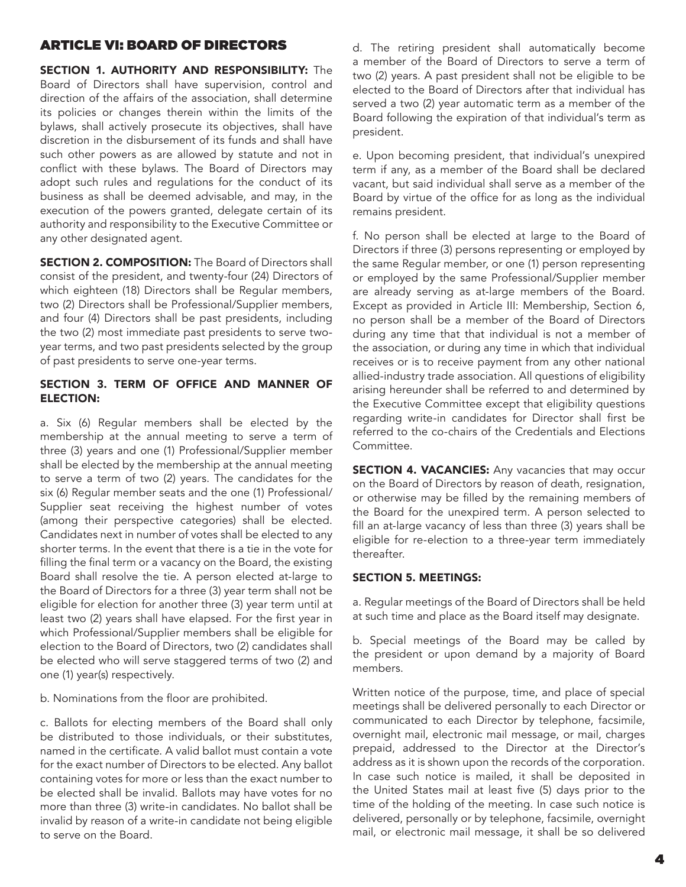## ARTICLE VI: BOARD OF DIRECTORS

**SECTION 1. AUTHORITY AND RESPONSIBILITY:** The Board of Directors shall have supervision, control and direction of the affairs of the association, shall determine its policies or changes therein within the limits of the bylaws, shall actively prosecute its objectives, shall have discretion in the disbursement of its funds and shall have such other powers as are allowed by statute and not in conflict with these bylaws. The Board of Directors may adopt such rules and regulations for the conduct of its business as shall be deemed advisable, and may, in the execution of the powers granted, delegate certain of its authority and responsibility to the Executive Committee or any other designated agent.

**SECTION 2. COMPOSITION:** The Board of Directors shall consist of the president, and twenty-four (24) Directors of which eighteen (18) Directors shall be Regular members, two (2) Directors shall be Professional/Supplier members, and four (4) Directors shall be past presidents, including the two (2) most immediate past presidents to serve two-year terms, and two past presidents selected by the group of past presidents to serve one-year terms.

**SECTION 3. TERM OF OFFICE AND MANNER OF ELECTION:**

a. Six (6) Regular members shall be elected by the membership at the annual meeting to serve a term of three (3) years and one (1) Professional/Supplier member shall be elected by the membership at the annual meeting to serve a term of two (2) years. The candidates for the six (6) Regular member seats and the one (1) Professional/Supplier seat receiving the highest number of votes (among their perspective categories) shall be elected. Candidates next in number of votes shall be elected to any shorter terms. In the event that there is a tie in the vote for filling the final term or a vacancy on the Board, the existing Board shall resolve the tie. A person elected at-large to the Board of Directors for a three (3) year term shall not be eligible for election for another three (3) year term until at least two (2) years shall have elapsed. For the first year in which Professional/Supplier members shall be eligible for election to the Board of Directors, two (2) candidates shall be elected who will serve staggered terms of two (2) and one (1) year(s) respectively.

b. Nominations from the floor are prohibited.

c. Ballots for electing members of the Board shall only be distributed to those individuals, or their substitutes, named in the certificate. A valid ballot must contain a vote for the exact number of Directors to be elected. Any ballot containing votes for more or less than the exact number to be elected shall be invalid. Ballots may have votes for no more than three (3) write-in candidates. No ballot shall be invalid by reason of a write-in candidate not being eligible to serve on the Board.

d. The retiring president shall automatically become a member of the Board of Directors to serve a term of two (2) years. A past president shall not be eligible to be elected to the Board of Directors after that individual has served a two (2) year automatic term as a member of the Board following the expiration of that individual's term as president.

e. Upon becoming president, that individual's unexpired term if any, as a member of the Board shall be declared vacant, but said individual shall serve as a member of the Board by virtue of the office for as long as the individual remains president.

f. No person shall be elected at large to the Board of Directors if three (3) persons representing or employed by the same Regular member, or one (1) person representing or employed by the same Professional/Supplier member are already serving as at-large members of the Board. Except as provided in Article III: Membership, Section 6, no person shall be a member of the Board of Directors during any time that that individual is not a member of the association, or during any time in which that individual receives or is to receive payment from any other national allied-industry trade association. All questions of eligibility arising hereunder shall be referred to and determined by the Executive Committee except that eligibility questions regarding write-in candidates for Director shall first be referred to the co-chairs of the Credentials and Elections Committee.

**SECTION 4. VACANCIES:** Any vacancies that may occur on the Board of Directors by reason of death, resignation, or otherwise may be filled by the remaining members of the Board for the unexpired term. A person selected to fill an at-large vacancy of less than three (3) years shall be eligible for re-election to a three-year term immediately thereafter.

**SECTION 5. MEETINGS:**

a. Regular meetings of the Board of Directors shall be held at such time and place as the Board itself may designate.

b. Special meetings of the Board may be called by the president or upon demand by a majority of Board members.

Written notice of the purpose, time, and place of special meetings shall be delivered personally to each Director or communicated to each Director by telephone, facsimile, overnight mail, electronic mail message, or mail, charges prepaid, addressed to the Director at the Director's address as it is shown upon the records of the corporation. In case such notice is mailed, it shall be deposited in the United States mail at least five (5) days prior to the time of the holding of the meeting. In case such notice is delivered, personally or by telephone, facsimile, overnight mail, or electronic mail message, it shall be so delivered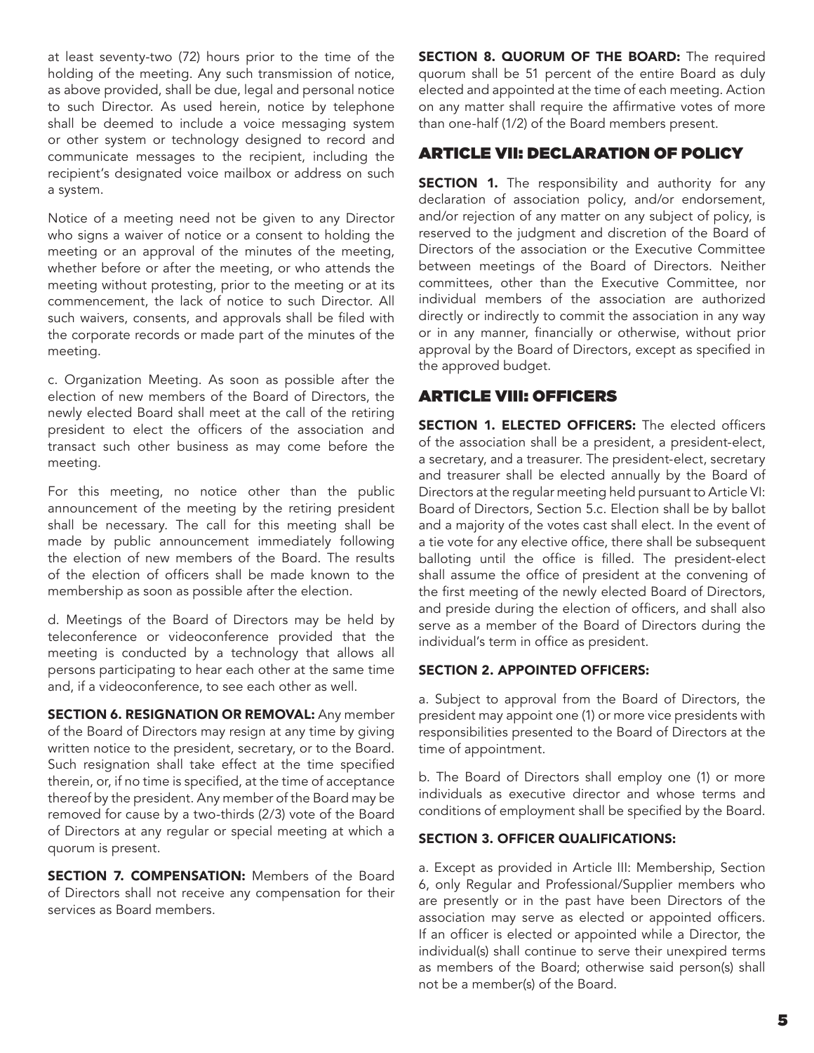at least seventy-two (72) hours prior to the time of the holding of the meeting. Any such transmission of notice, as above provided, shall be due, legal and personal notice to such Director. As used herein, notice by telephone shall be deemed to include a voice messaging system or other system or technology designed to record and communicate messages to the recipient, including the recipient's designated voice mailbox or address on such a system.

Notice of a meeting need not be given to any Director who signs a waiver of notice or a consent to holding the meeting or an approval of the minutes of the meeting, whether before or after the meeting, or who attends the meeting without protesting, prior to the meeting or at its commencement, the lack of notice to such Director. All such waivers, consents, and approvals shall be filed with the corporate records or made part of the minutes of the meeting.

c. Organization Meeting. As soon as possible after the election of new members of the Board of Directors, the newly elected Board shall meet at the call of the retiring president to elect the officers of the association and transact such other business as may come before the meeting.

For this meeting, no notice other than the public announcement of the meeting by the retiring president shall be necessary. The call for this meeting shall be made by public announcement immediately following the election of new members of the Board. The results of the election of officers shall be made known to the membership as soon as possible after the election.

d. Meetings of the Board of Directors may be held by teleconference or videoconference provided that the meeting is conducted by a technology that allows all persons participating to hear each other at the same time and, if a videoconference, to see each other as well.

**SECTION 6. RESIGNATION OR REMOVAL:** Any member of the Board of Directors may resign at any time by giving written notice to the president, secretary, or to the Board. Such resignation shall take effect at the time specified therein, or, if no time is specified, at the time of acceptance thereof by the president. Any member of the Board may be removed for cause by a two-thirds (2/3) vote of the Board of Directors at any regular or special meeting at which a quorum is present.

**SECTION 7. COMPENSATION:** Members of the Board of Directors shall not receive any compensation for their services as Board members.

**SECTION 8. QUORUM OF THE BOARD:** The required quorum shall be 51 percent of the entire Board as duly elected and appointed at the time of each meeting. Action on any matter shall require the affirmative votes of more than one-half (1/2) of the Board members present.

## ARTICLE VII: DECLARATION OF POLICY

**SECTION 1.** The responsibility and authority for any declaration of association policy, and/or endorsement, and/or rejection of any matter on any subject of policy, is reserved to the judgment and discretion of the Board of Directors of the association or the Executive Committee between meetings of the Board of Directors. Neither committees, other than the Executive Committee, nor individual members of the association are authorized directly or indirectly to commit the association in any way or in any manner, financially or otherwise, without prior approval by the Board of Directors, except as specified in the approved budget.

## ARTICLE VIII: OFFICERS

**SECTION 1. ELECTED OFFICERS:** The elected officers of the association shall be a president, a president-elect, a secretary, and a treasurer. The president-elect, secretary and treasurer shall be elected annually by the Board of Directors at the regular meeting held pursuant to Article VI: Board of Directors, Section 5.c. Election shall be by ballot and a majority of the votes cast shall elect. In the event of a tie vote for any elective office, there shall be subsequent balloting until the office is filled. The president-elect shall assume the office of president at the convening of the first meeting of the newly elected Board of Directors, and preside during the election of officers, and shall also serve as a member of the Board of Directors during the individual's term in office as president.

**SECTION 2. APPOINTED OFFICERS:**

a. Subject to approval from the Board of Directors, the president may appoint one (1) or more vice presidents with responsibilities presented to the Board of Directors at the time of appointment.

b. The Board of Directors shall employ one (1) or more individuals as executive director and whose terms and conditions of employment shall be specified by the Board.

**SECTION 3. OFFICER QUALIFICATIONS:**

a. Except as provided in Article III: Membership, Section 6, only Regular and Professional/Supplier members who are presently or in the past have been Directors of the association may serve as elected or appointed officers. If an officer is elected or appointed while a Director, the individual(s) shall continue to serve their unexpired terms as members of the Board; otherwise said person(s) shall not be a member(s) of the Board.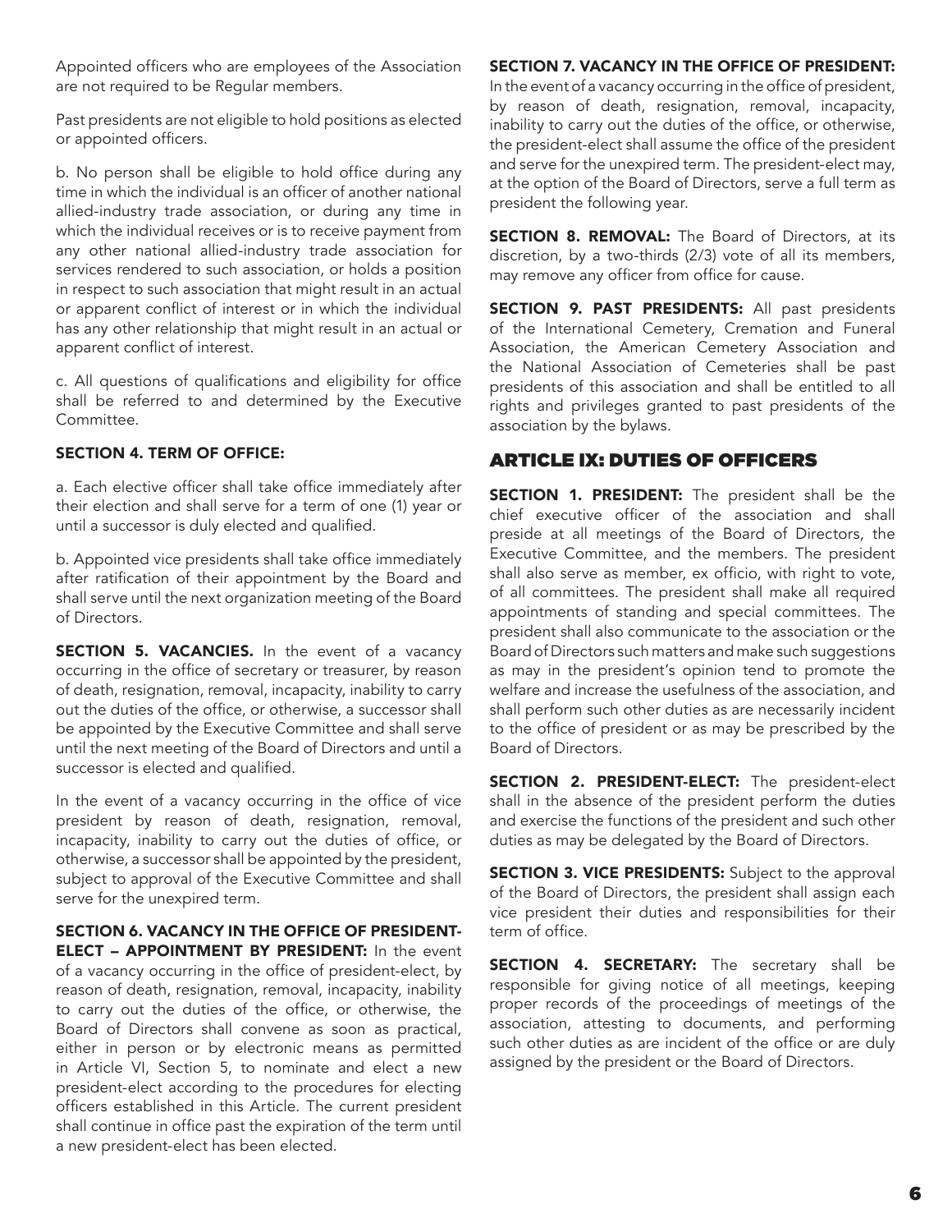Appointed officers who are employees of the Association are not required to be Regular members.

Past presidents are not eligible to hold positions as elected or appointed officers.

b. No person shall be eligible to hold office during any time in which the individual is an officer of another national allied-industry trade association, or during any time in which the individual receives or is to receive payment from any other national allied-industry trade association for services rendered to such association, or holds a position in respect to such association that might result in an actual or apparent conflict of interest or in which the individual has any other relationship that might result in an actual or apparent conflict of interest.

c. All questions of qualifications and eligibility for office shall be referred to and determined by the Executive Committee.

**SECTION 4. TERM OF OFFICE:**

a. Each elective officer shall take office immediately after their election and shall serve for a term of one (1) year or until a successor is duly elected and qualified.

b. Appointed vice presidents shall take office immediately after ratification of their appointment by the Board and shall serve until the next organization meeting of the Board of Directors.

**SECTION 5. VACANCIES.** In the event of a vacancy occurring in the office of secretary or treasurer, by reason of death, resignation, removal, incapacity, inability to carry out the duties of the office, or otherwise, a successor shall be appointed by the Executive Committee and shall serve until the next meeting of the Board of Directors and until a successor is elected and qualified.

In the event of a vacancy occurring in the office of vice president by reason of death, resignation, removal, incapacity, inability to carry out the duties of office, or otherwise, a successor shall be appointed by the president, subject to approval of the Executive Committee and shall serve for the unexpired term.

**SECTION 6. VACANCY IN THE OFFICE OF PRESIDENT-ELECT – APPOINTMENT BY PRESIDENT:** In the event of a vacancy occurring in the office of president-elect, by reason of death, resignation, removal, incapacity, inability to carry out the duties of the office, or otherwise, the Board of Directors shall convene as soon as practical, either in person or by electronic means as permitted in Article VI, Section 5, to nominate and elect a new president-elect according to the procedures for electing officers established in this Article. The current president shall continue in office past the expiration of the term until a new president-elect has been elected.

**SECTION 7. VACANCY IN THE OFFICE OF PRESIDENT:** In the event of a vacancy occurring in the office of president, by reason of death, resignation, removal, incapacity, inability to carry out the duties of the office, or otherwise, the president-elect shall assume the office of the president and serve for the unexpired term. The president-elect may, at the option of the Board of Directors, serve a full term as president the following year.

**SECTION 8. REMOVAL:** The Board of Directors, at its discretion, by a two-thirds (2/3) vote of all its members, may remove any officer from office for cause.

**SECTION 9. PAST PRESIDENTS:** All past presidents of the International Cemetery, Cremation and Funeral Association, the American Cemetery Association and the National Association of Cemeteries shall be past presidents of this association and shall be entitled to all rights and privileges granted to past presidents of the association by the bylaws.

## ARTICLE IX: DUTIES OF OFFICERS

**SECTION 1. PRESIDENT:** The president shall be the chief executive officer of the association and shall preside at all meetings of the Board of Directors, the Executive Committee, and the members. The president shall also serve as member, ex officio, with right to vote, of all committees. The president shall make all required appointments of standing and special committees. The president shall also communicate to the association or the Board of Directors such matters and make such suggestions as may in the president's opinion tend to promote the welfare and increase the usefulness of the association, and shall perform such other duties as are necessarily incident to the office of president or as may be prescribed by the Board of Directors.

**SECTION 2. PRESIDENT-ELECT:** The president-elect shall in the absence of the president perform the duties and exercise the functions of the president and such other duties as may be delegated by the Board of Directors.

**SECTION 3. VICE PRESIDENTS:** Subject to the approval of the Board of Directors, the president shall assign each vice president their duties and responsibilities for their term of office.

**SECTION 4. SECRETARY:** The secretary shall be responsible for giving notice of all meetings, keeping proper records of the proceedings of meetings of the association, attesting to documents, and performing such other duties as are incident of the office or are duly assigned by the president or the Board of Directors.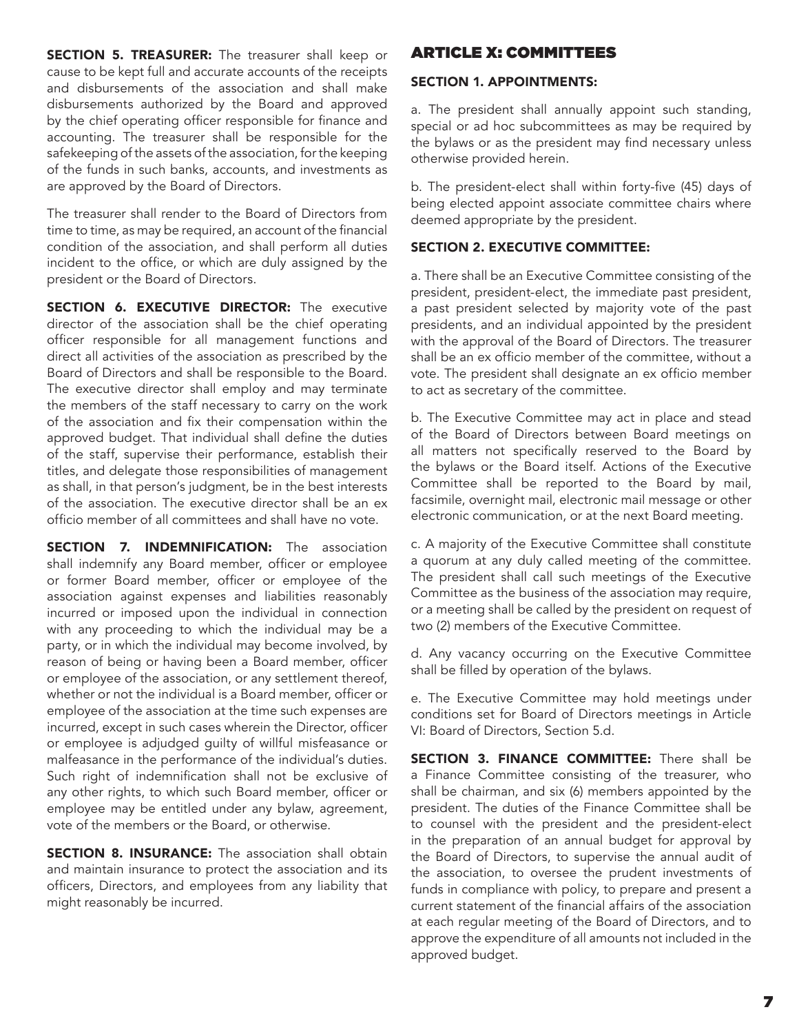**SECTION 5. TREASURER:** The treasurer shall keep or cause to be kept full and accurate accounts of the receipts and disbursements of the association and shall make disbursements authorized by the Board and approved by the chief operating officer responsible for finance and accounting. The treasurer shall be responsible for the safekeeping of the assets of the association, for the keeping of the funds in such banks, accounts, and investments as are approved by the Board of Directors.

The treasurer shall render to the Board of Directors from time to time, as may be required, an account of the financial condition of the association, and shall perform all duties incident to the office, or which are duly assigned by the president or the Board of Directors.

**SECTION 6. EXECUTIVE DIRECTOR:** The executive director of the association shall be the chief operating officer responsible for all management functions and direct all activities of the association as prescribed by the Board of Directors and shall be responsible to the Board. The executive director shall employ and may terminate the members of the staff necessary to carry on the work of the association and fix their compensation within the approved budget. That individual shall define the duties of the staff, supervise their performance, establish their titles, and delegate those responsibilities of management as shall, in that person's judgment, be in the best interests of the association. The executive director shall be an ex officio member of all committees and shall have no vote.

**SECTION 7. INDEMNIFICATION:** The association shall indemnify any Board member, officer or employee or former Board member, officer or employee of the association against expenses and liabilities reasonably incurred or imposed upon the individual in connection with any proceeding to which the individual may be a party, or in which the individual may become involved, by reason of being or having been a Board member, officer or employee of the association, or any settlement thereof, whether or not the individual is a Board member, officer or employee of the association at the time such expenses are incurred, except in such cases wherein the Director, officer or employee is adjudged guilty of willful misfeasance or malfeasance in the performance of the individual's duties. Such right of indemnification shall not be exclusive of any other rights, to which such Board member, officer or employee may be entitled under any bylaw, agreement, vote of the members or the Board, or otherwise.

**SECTION 8. INSURANCE:** The association shall obtain and maintain insurance to protect the association and its officers, Directors, and employees from any liability that might reasonably be incurred.

## ARTICLE X: COMMITTEES

**SECTION 1. APPOINTMENTS:**

a. The president shall annually appoint such standing, special or ad hoc subcommittees as may be required by the bylaws or as the president may find necessary unless otherwise provided herein.

b. The president-elect shall within forty-five (45) days of being elected appoint associate committee chairs where deemed appropriate by the president.

**SECTION 2. EXECUTIVE COMMITTEE:**

a. There shall be an Executive Committee consisting of the president, president-elect, the immediate past president, a past president selected by majority vote of the past presidents, and an individual appointed by the president with the approval of the Board of Directors. The treasurer shall be an ex officio member of the committee, without a vote. The president shall designate an ex officio member to act as secretary of the committee.

b. The Executive Committee may act in place and stead of the Board of Directors between Board meetings on all matters not specifically reserved to the Board by the bylaws or the Board itself. Actions of the Executive Committee shall be reported to the Board by mail, facsimile, overnight mail, electronic mail message or other electronic communication, or at the next Board meeting.

c. A majority of the Executive Committee shall constitute a quorum at any duly called meeting of the committee. The president shall call such meetings of the Executive Committee as the business of the association may require, or a meeting shall be called by the president on request of two (2) members of the Executive Committee.

d. Any vacancy occurring on the Executive Committee shall be filled by operation of the bylaws.

e. The Executive Committee may hold meetings under conditions set for Board of Directors meetings in Article VI: Board of Directors, Section 5.d.

**SECTION 3. FINANCE COMMITTEE:** There shall be a Finance Committee consisting of the treasurer, who shall be chairman, and six (6) members appointed by the president. The duties of the Finance Committee shall be to counsel with the president and the president-elect in the preparation of an annual budget for approval by the Board of Directors, to supervise the annual audit of the association, to oversee the prudent investments of funds in compliance with policy, to prepare and present a current statement of the financial affairs of the association at each regular meeting of the Board of Directors, and to approve the expenditure of all amounts not included in the approved budget.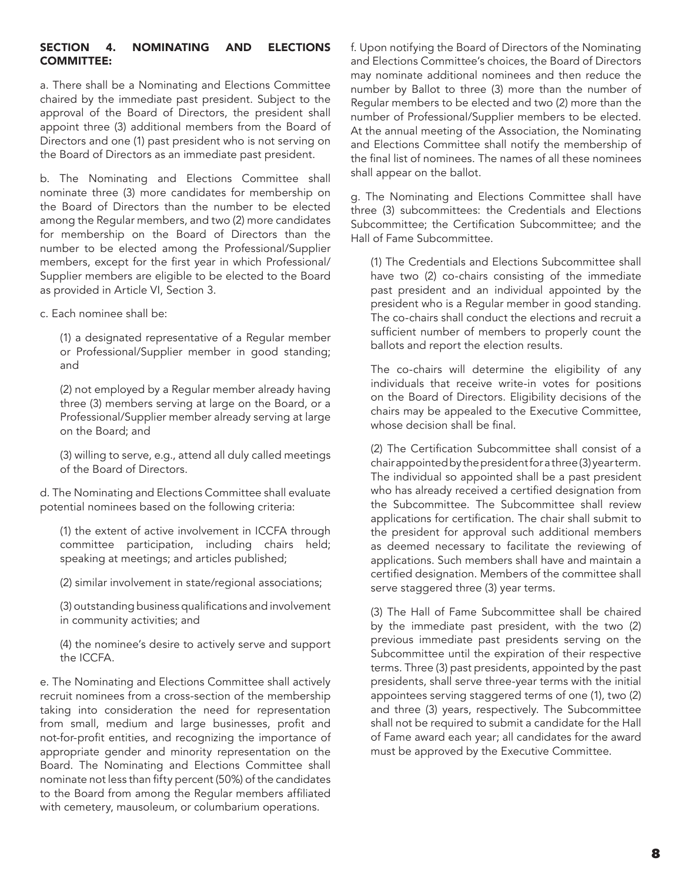### SECTION 4. NOMINATING AND ELECTIONS COMMITTEE:

a. There shall be a Nominating and Elections Committee chaired by the immediate past president. Subject to the approval of the Board of Directors, the president shall appoint three (3) additional members from the Board of Directors and one (1) past president who is not serving on the Board of Directors as an immediate past president.

b. The Nominating and Elections Committee shall nominate three (3) more candidates for membership on the Board of Directors than the number to be elected among the Regular members, and two (2) more candidates for membership on the Board of Directors than the number to be elected among the Professional/Supplier members, except for the first year in which Professional/Supplier members are eligible to be elected to the Board as provided in Article VI, Section 3.

c. Each nominee shall be:

(1) a designated representative of a Regular member or Professional/Supplier member in good standing; and

(2) not employed by a Regular member already having three (3) members serving at large on the Board, or a Professional/Supplier member already serving at large on the Board; and

(3) willing to serve, e.g., attend all duly called meetings of the Board of Directors.

d. The Nominating and Elections Committee shall evaluate potential nominees based on the following criteria:

(1) the extent of active involvement in ICCFA through committee participation, including chairs held; speaking at meetings; and articles published;

(2) similar involvement in state/regional associations;

(3) outstanding business qualifications and involvement in community activities; and

(4) the nominee's desire to actively serve and support the ICCFA.

e. The Nominating and Elections Committee shall actively recruit nominees from a cross-section of the membership taking into consideration the need for representation from small, medium and large businesses, profit and not-for-profit entities, and recognizing the importance of appropriate gender and minority representation on the Board. The Nominating and Elections Committee shall nominate not less than fifty percent (50%) of the candidates to the Board from among the Regular members affiliated with cemetery, mausoleum, or columbarium operations.

f. Upon notifying the Board of Directors of the Nominating and Elections Committee's choices, the Board of Directors may nominate additional nominees and then reduce the number by Ballot to three (3) more than the number of Regular members to be elected and two (2) more than the number of Professional/Supplier members to be elected. At the annual meeting of the Association, the Nominating and Elections Committee shall notify the membership of the final list of nominees. The names of all these nominees shall appear on the ballot.

g. The Nominating and Elections Committee shall have three (3) subcommittees: the Credentials and Elections Subcommittee; the Certification Subcommittee; and the Hall of Fame Subcommittee.

(1) The Credentials and Elections Subcommittee shall have two (2) co-chairs consisting of the immediate past president and an individual appointed by the president who is a Regular member in good standing. The co-chairs shall conduct the elections and recruit a sufficient number of members to properly count the ballots and report the election results.

The co-chairs will determine the eligibility of any individuals that receive write-in votes for positions on the Board of Directors. Eligibility decisions of the chairs may be appealed to the Executive Committee, whose decision shall be final.

(2) The Certification Subcommittee shall consist of a chair appointed by the president for a three (3) year term. The individual so appointed shall be a past president who has already received a certified designation from the Subcommittee. The Subcommittee shall review applications for certification. The chair shall submit to the president for approval such additional members as deemed necessary to facilitate the reviewing of applications. Such members shall have and maintain a certified designation. Members of the committee shall serve staggered three (3) year terms.

(3) The Hall of Fame Subcommittee shall be chaired by the immediate past president, with the two (2) previous immediate past presidents serving on the Subcommittee until the expiration of their respective terms. Three (3) past presidents, appointed by the past presidents, shall serve three-year terms with the initial appointees serving staggered terms of one (1), two (2) and three (3) years, respectively. The Subcommittee shall not be required to submit a candidate for the Hall of Fame award each year; all candidates for the award must be approved by the Executive Committee.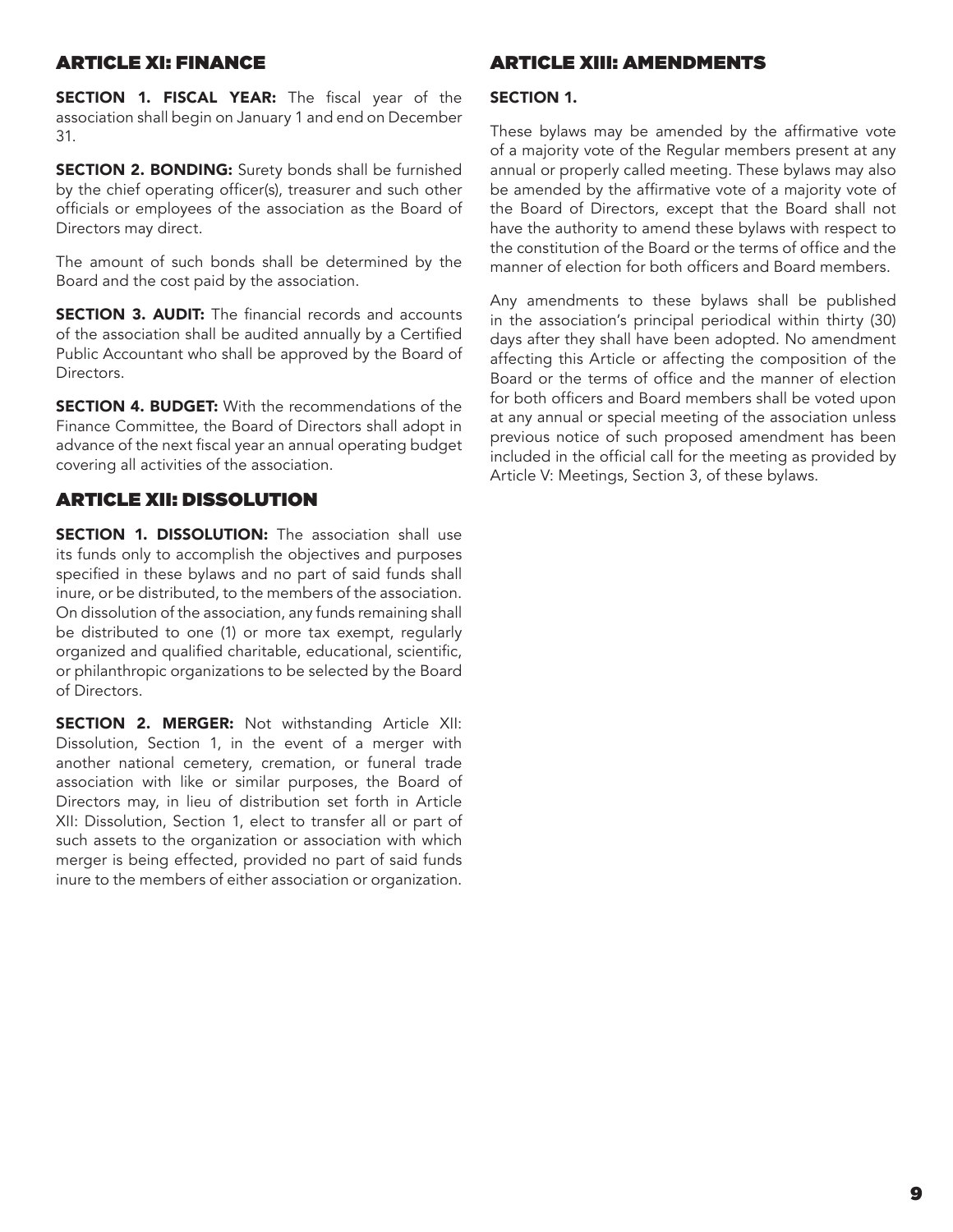## ARTICLE XI: FINANCE

**SECTION 1. FISCAL YEAR:** The fiscal year of the association shall begin on January 1 and end on December 31.

**SECTION 2. BONDING:** Surety bonds shall be furnished by the chief operating officer(s), treasurer and such other officials or employees of the association as the Board of Directors may direct.

The amount of such bonds shall be determined by the Board and the cost paid by the association.

**SECTION 3. AUDIT:** The financial records and accounts of the association shall be audited annually by a Certified Public Accountant who shall be approved by the Board of Directors.

**SECTION 4. BUDGET:** With the recommendations of the Finance Committee, the Board of Directors shall adopt in advance of the next fiscal year an annual operating budget covering all activities of the association.

## ARTICLE XII: DISSOLUTION

**SECTION 1. DISSOLUTION:** The association shall use its funds only to accomplish the objectives and purposes specified in these bylaws and no part of said funds shall inure, or be distributed, to the members of the association. On dissolution of the association, any funds remaining shall be distributed to one (1) or more tax exempt, regularly organized and qualified charitable, educational, scientific, or philanthropic organizations to be selected by the Board of Directors.

**SECTION 2. MERGER:** Not withstanding Article XII: Dissolution, Section 1, in the event of a merger with another national cemetery, cremation, or funeral trade association with like or similar purposes, the Board of Directors may, in lieu of distribution set forth in Article XII: Dissolution, Section 1, elect to transfer all or part of such assets to the organization or association with which merger is being effected, provided no part of said funds inure to the members of either association or organization.

## ARTICLE XIII: AMENDMENTS

**SECTION 1.**

These bylaws may be amended by the affirmative vote of a majority vote of the Regular members present at any annual or properly called meeting. These bylaws may also be amended by the affirmative vote of a majority vote of the Board of Directors, except that the Board shall not have the authority to amend these bylaws with respect to the constitution of the Board or the terms of office and the manner of election for both officers and Board members.

Any amendments to these bylaws shall be published in the association's principal periodical within thirty (30) days after they shall have been adopted. No amendment affecting this Article or affecting the composition of the Board or the terms of office and the manner of election for both officers and Board members shall be voted upon at any annual or special meeting of the association unless previous notice of such proposed amendment has been included in the official call for the meeting as provided by Article V: Meetings, Section 3, of these bylaws.